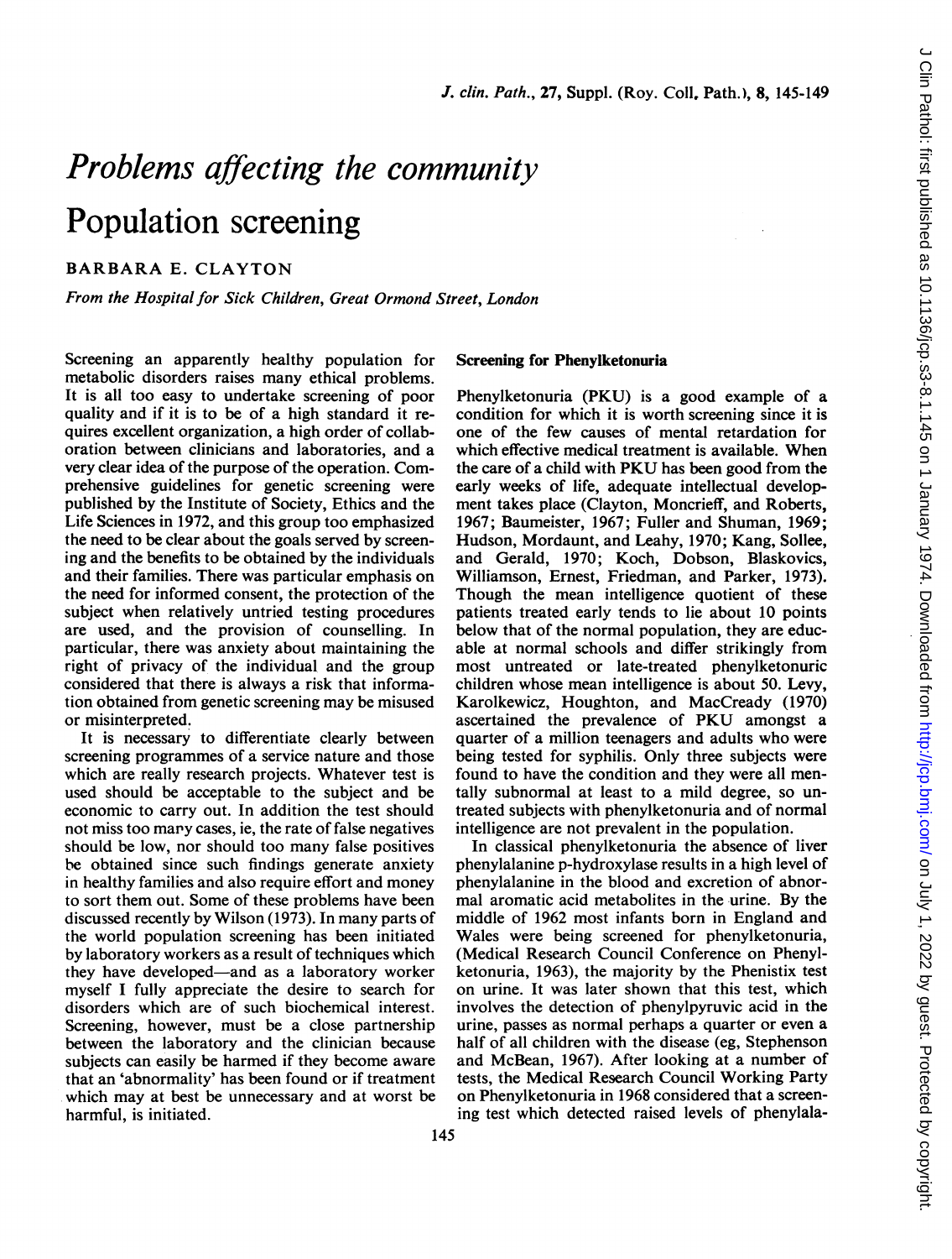# Problems affecting the community

## Population screening

BARBARA E. CLAYTON

*From the Hospital for Sick Children, Great Ormond Street, London*

Screening an apparently healthy population for metabolic disorders raises many ethical problems. It is all too easy to undertake screening of poor quality and if it is to be of a high standard it requires excellent organization, a high order of collaboration between clinicians and laboratories, and a very clear idea of the purpose of the operation. Comprehensive guidelines for genetic screening were published by the Institute of Society, Ethics and the Life Sciences in 1972, and this group too emphasized the need to be clear about the goals served by screening and the benefits to be obtained by the individuals and their families. There was particular emphasis on the need for informed consent, the protection of the subject when relatively untried testing procedures are used, and the provision of counselling. In particular, there was anxiety about maintaining the right of privacy of the individual and the group considered that there is always a risk that information obtained from genetic screening may be misused or misinterpreted.

It is necessary to differentiate clearly between screening programmes of a service nature and those which are really research projects. Whatever test is used should be acceptable to the subject and be economic to carry out. In addition the test should not miss too many cases, ie, the rate of false negatives should be low, nor should too many false positives be obtained since such findings generate anxiety in healthy families and also require effort and money to sort them out. Some of these problems have been discussed recently by Wilson (1973). In many parts of the world population screening has been initiated by laboratory workers as a result of techniques which they have developed—and as a laboratory worker myself I fully appreciate the desire to search for disorders which are of such biochemical interest. Screening, however, must be a close partnership between the laboratory and the clinician because subjects can easily be harmed if they become aware that an 'abnormality' has been found or if treatment which may at best be unnecessary and at worst be harmful, is initiated.

### Screening for Phenylketonuria

Phenylketonuria (PKU) is a good example of a condition for which it is worth screening since it is one of the few causes of mental retardation for which effective medical treatment is available. When the care of a child with PKU has been good from the early weeks of life, adequate intellectual development takes place (Clayton, Moncrieff, and Roberts, 1967; Baumeister, 1967; Fuller and Shuman, 1969; Hudson, Mordaunt, and Leahy, 1970; Kang, Sollee, and Gerald, 1970; Koch, Dobson, Blaskovics, Williamson, Ernest, Friedman, and Parker, 1973). Though the mean intelligence quotient of these patients treated early tends to lie about 10 points below that of the normal population, they are educable at normal schools and differ strikingly from most untreated or late-treated phenylketonuric children whose mean intelligence is about 50. Levy, Karolkewicz, Houghton, and MacCready (1970) ascertained the prevalence of PKU amongst a quarter of a million teenagers and adults who were being tested for syphilis. Only three subjects were found to have the condition and they were all mentally subnormal at least to a mild degree, so untreated subjects with phenylketonuria and of normal intelligence are not prevalent in the population.

In classical phenylketonuria the absence of liver phenylalanine p-hydroxylase results in a high level of phenylalanine in the blood and excretion of abnormal aromatic acid metabolites in the urine. By the middle of 1962 most infants born in England and Wales were being screened for phenylketonuria, (Medical Research Council Conference on Phenylketonuria, 1963), the majority by the Phenistix test on urine. It was later shown that this test, which involves the detection of phenylpyruvic acid in the urine, passes as normal perhaps a quarter or even a half of all children with the disease (eg, Stephenson and McBean, 1967). After looking at a number of tests, the Medical Research Council Working Party on Phenylketonuria in 1968 considered that a screening test which detected raised levels of phenylala-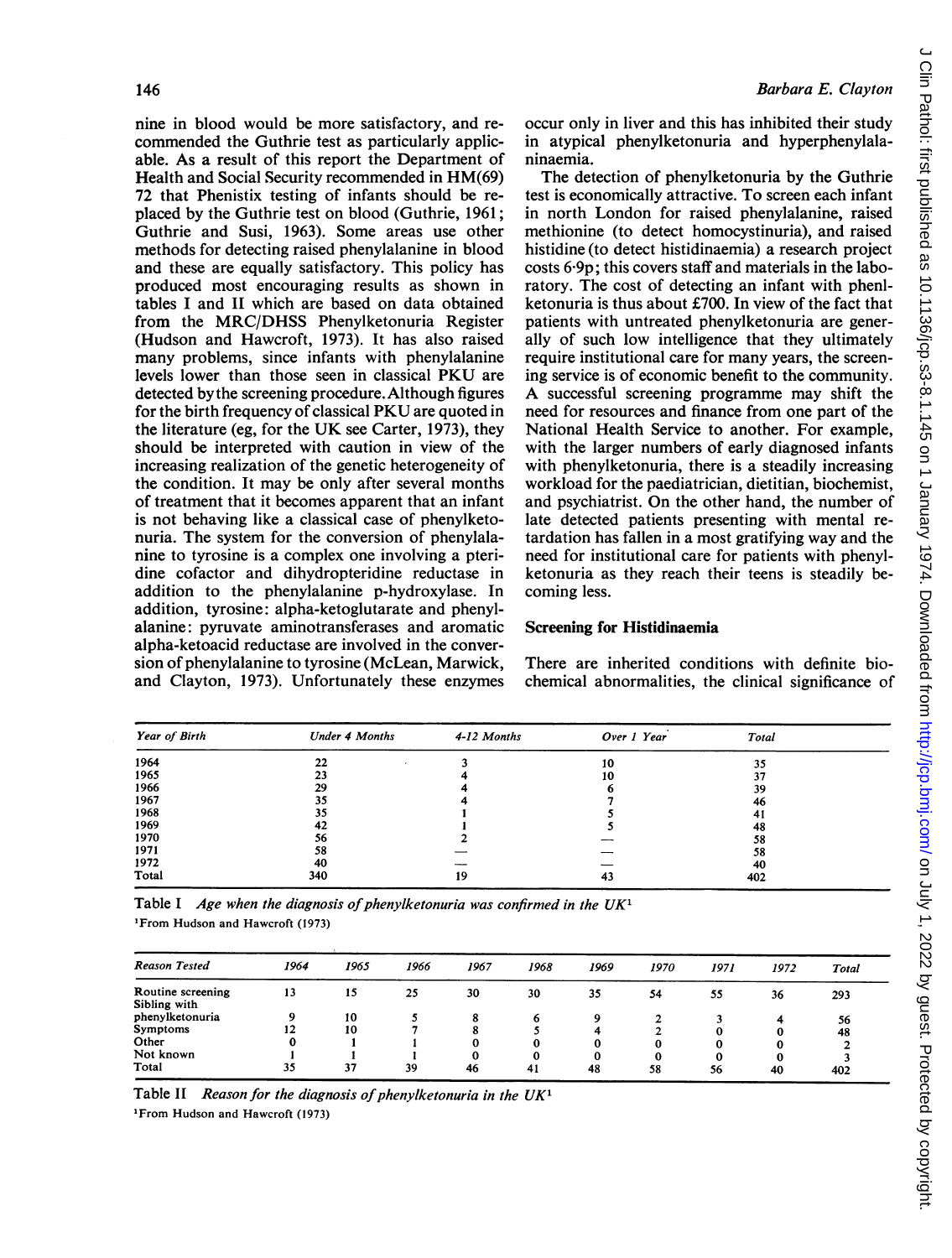nine in blood would be more satisfactory, and recommended the Guthrie test as particularly applicable. As a result of this report the Department of Health and Social Security recommended in HM(69) 72 that Phenistix testing of infants should be replaced by the Guthrie test on blood (Guthrie, 1961; Guthrie and Susi, 1963). Some areas use other methods for detecting raised phenylalanine in blood and these are equally satisfactory. This policy has produced most encouraging results as shown in tables I and II which are based on data obtained from the MRC/DHSS Phenylketonuria Register (Hudson and Hawcroft, 1973). It has also raised many problems, since infants with phenylalanine levels lower than those seen in classical PKU are detected by the screening procedure. Although figures for the birth frequency of classical PKU are quoted in the literature (eg, for the UK see Carter, 1973), they should be interpreted with caution in view of the increasing realization of the genetic heterogeneity of the condition. It may be only after several months of treatment that it becomes apparent that an infant is not behaving like a classical case of phenylketonuria. The system for the conversion of phenylalanine to tyrosine is a complex one involving a pteridine cofactor and dihydropteridine reductase in addition to the phenylalanine p-hydroxylase. In addition, tyrosine: alpha-ketoglutarate and phenylalanine: pyruvate aminotransferases and aromatic alpha-ketoacid reductase are involved in the conversion of phenylalanine to tyrosine (McLean, Marwick, and Clayton, 1973). Unfortunately these enzymes occur only in liver and this has inhibited their study in atypical phenylketonuria and hyperphenylalaninaemia.

The detection of phenylketonuria by the Guthrie test is economically attractive. To screen each infant in north London for raised phenylalanine, raised methionine (to detect homocystinuria), and raised histidine (to detect histidinaemia) a research project costs 6·9p; this covers staff and materials in the laboratory. The cost of detecting an infant with phenlketonuria is thus about £700. In view of the fact that patients with untreated phenylketonuria are generally of such low intelligence that they ultimately require institutional care for many years, the screening service is of economic benefit to the community. A successful screening programme may shift the need for resources and finance from one part of the National Health Service to another. For example, with the larger numbers of early diagnosed infants with phenylketonuria, there is a steadily increasing workload for the paediatrician, dietitian, biochemist, and psychiatrist. On the other hand, the number of late detected patients presenting with mental retardation has fallen in a most gratifying way and the need for institutional care for patients with phenylketonuria as they reach their teens is steadily becoming less.

## Screening for Histidinaemia

There are inherited conditions with definite biochemical abnormalities, the clinical significance of

| *Year of Birth* | *Under 4 Months* | *4-12 Months* | *Over 1 Year* | *Total* |
|---|---|---|---|---|
| 1964 | 22 | 3 | 10 | 35 |
| 1965 | 23 | 4 | 10 | 37 |
| 1966 | 29 | 4 | 6 | 39 |
| 1967 | 35 | 4 | 7 | 46 |
| 1968 | 35 | 1 | 5 | 41 |
| 1969 | 42 | 1 | 5 | 48 |
| 1970 | 56 | 2 | — | 58 |
| 1971 | 58 | — | — | 58 |
| 1972 | 40 | — | — | 40 |
| Total | 340 | 19 | 43 | 402 |

Table I *Age when the diagnosis of phenylketonuria was confirmed in the UK*[1]

[1]From Hudson and Hawcroft (1973)

| *Reason Tested* | *1964* | *1965* | *1966* | *1967* | *1968* | *1969* | *1970* | *1971* | *1972* | *Total* |
|---|---|---|---|---|---|---|---|---|---|---|
| Routine screening | 13 | 15 | 25 | 30 | 30 | 35 | 54 | 55 | 36 | 293 |
| Sibling with phenylketonuria | 9 | 10 | 5 | 8 | 6 | 9 | 2 | 3 | 4 | 56 |
| Symptoms | 12 | 10 | 7 | 8 | 5 | 4 | 2 | 0 | 0 | 48 |
| Other | 0 | 1 | 1 | 0 | 0 | 0 | 0 | 0 | 0 | 2 |
| Not known | 1 | 1 | 1 | 0 | 0 | 0 | 0 | 0 | 0 | 3 |
| Total | 35 | 37 | 39 | 46 | 41 | 48 | 58 | 56 | 40 | 402 |

Table II *Reason for the diagnosis of phenylketonuria in the UK*[1]

[1]From Hudson and Hawcroft (1973)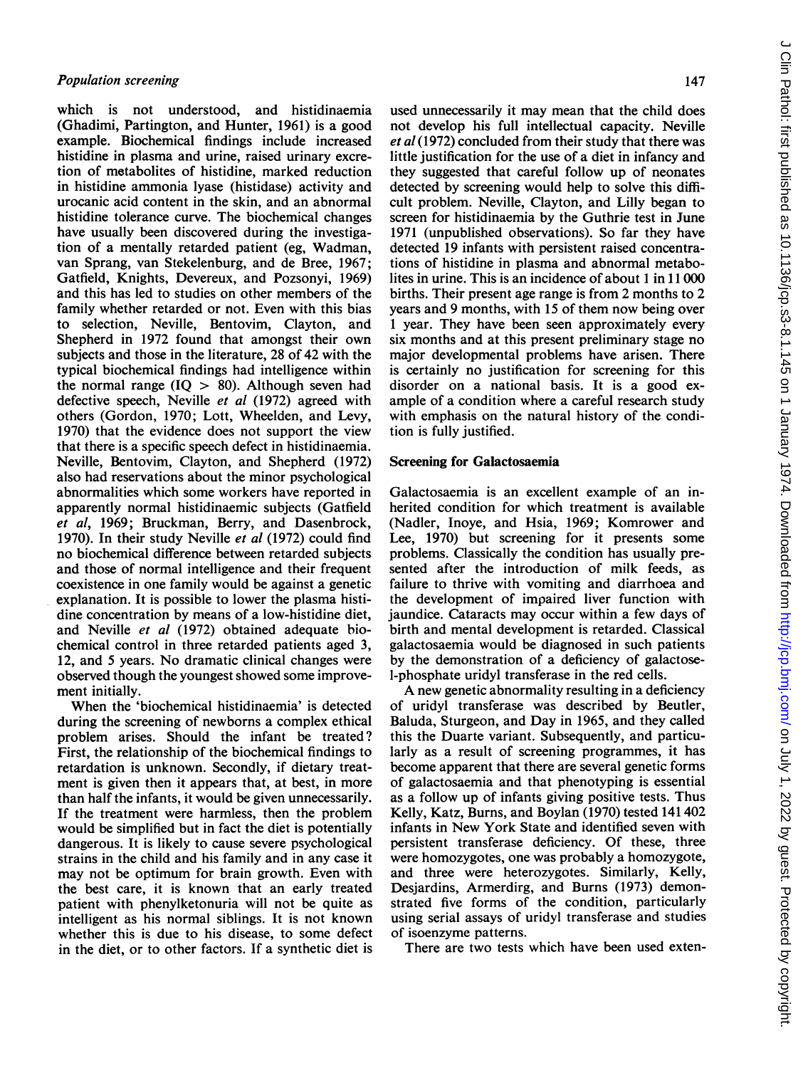which is not understood, and histidinaemia (Ghadimi, Partington, and Hunter, 1961) is a good example. Biochemical findings include increased histidine in plasma and urine, raised urinary excretion of metabolites of histidine, marked reduction in histidine ammonia lyase (histidase) activity and urocanic acid content in the skin, and an abnormal histidine tolerance curve. The biochemical changes have usually been discovered during the investigation of a mentally retarded patient (eg, Wadman, van Sprang, van Stekelenburg, and de Bree, 1967; Gatfield, Knights, Devereux, and Pozsonyi, 1969) and this has led to studies on other members of the family whether retarded or not. Even with this bias to selection, Neville, Bentovim, Clayton, and Shepherd in 1972 found that amongst their own subjects and those in the literature, 28 of 42 with the typical biochemical findings had intelligence within the normal range (IQ > 80). Although seven had defective speech, Neville *et al* (1972) agreed with others (Gordon, 1970; Lott, Wheelden, and Levy, 1970) that the evidence does not support the view that there is a specific speech defect in histidinaemia. Neville, Bentovim, Clayton, and Shepherd (1972) also had reservations about the minor psychological abnormalities which some workers have reported in apparently normal histidinaemic subjects (Gatfield *et al*, 1969; Bruckman, Berry, and Dasenbrock, 1970). In their study Neville *et al* (1972) could find no biochemical difference between retarded subjects and those of normal intelligence and their frequent coexistence in one family would be against a genetic explanation. It is possible to lower the plasma histidine concentration by means of a low-histidine diet, and Neville *et al* (1972) obtained adequate biochemical control in three retarded patients aged 3, 12, and 5 years. No dramatic clinical changes were observed though the youngest showed some improvement initially.

When the 'biochemical histidinaemia' is detected during the screening of newborns a complex ethical problem arises. Should the infant be treated? First, the relationship of the biochemical findings to retardation is unknown. Secondly, if dietary treatment is given then it appears that, at best, in more than half the infants, it would be given unnecessarily. If the treatment were harmless, then the problem would be simplified but in fact the diet is potentially dangerous. It is likely to cause severe psychological strains in the child and his family and in any case it may not be optimum for brain growth. Even with the best care, it is known that an early treated patient with phenylketonuria will not be quite as intelligent as his normal siblings. It is not known whether this is due to his disease, to some defect in the diet, or to other factors. If a synthetic diet is used unnecessarily it may mean that the child does not develop his full intellectual capacity. Neville *et al* (1972) concluded from their study that there was little justification for the use of a diet in infancy and they suggested that careful follow up of neonates detected by screening would help to solve this difficult problem. Neville, Clayton, and Lilly began to screen for histidinaemia by the Guthrie test in June 1971 (unpublished observations). So far they have detected 19 infants with persistent raised concentrations of histidine in plasma and abnormal metabolites in urine. This is an incidence of about 1 in 11 000 births. Their present age range is from 2 months to 2 years and 9 months, with 15 of them now being over 1 year. They have been seen approximately every six months and at this present preliminary stage no major developmental problems have arisen. There is certainly no justification for screening for this disorder on a national basis. It is a good example of a condition where a careful research study with emphasis on the natural history of the condition is fully justified.

## Screening for Galactosaemia

Galactosaemia is an excellent example of an inherited condition for which treatment is available (Nadler, Inoye, and Hsia, 1969; Komrower and Lee, 1970) but screening for it presents some problems. Classically the condition has usually presented after the introduction of milk feeds, as failure to thrive with vomiting and diarrhoea and the development of impaired liver function with jaundice. Cataracts may occur within a few days of birth and mental development is retarded. Classical galactosaemia would be diagnosed in such patients by the demonstration of a deficiency of galactose-1-phosphate uridyl transferase in the red cells.

A new genetic abnormality resulting in a deficiency of uridyl transferase was described by Beutler, Baluda, Sturgeon, and Day in 1965, and they called this the Duarte variant. Subsequently, and particularly as a result of screening programmes, it has become apparent that there are several genetic forms of galactosaemia and that phenotyping is essential as a follow up of infants giving positive tests. Thus Kelly, Katz, Burns, and Boylan (1970) tested 141 402 infants in New York State and identified seven with persistent transferase deficiency. Of these, three were homozygotes, one was probably a homozygote, and three were heterozygotes. Similarly, Kelly, Desjardins, Armerdirg, and Burns (1973) demonstrated five forms of the condition, particularly using serial assays of uridyl transferase and studies of isoenzyme patterns.

There are two tests which have been used exten-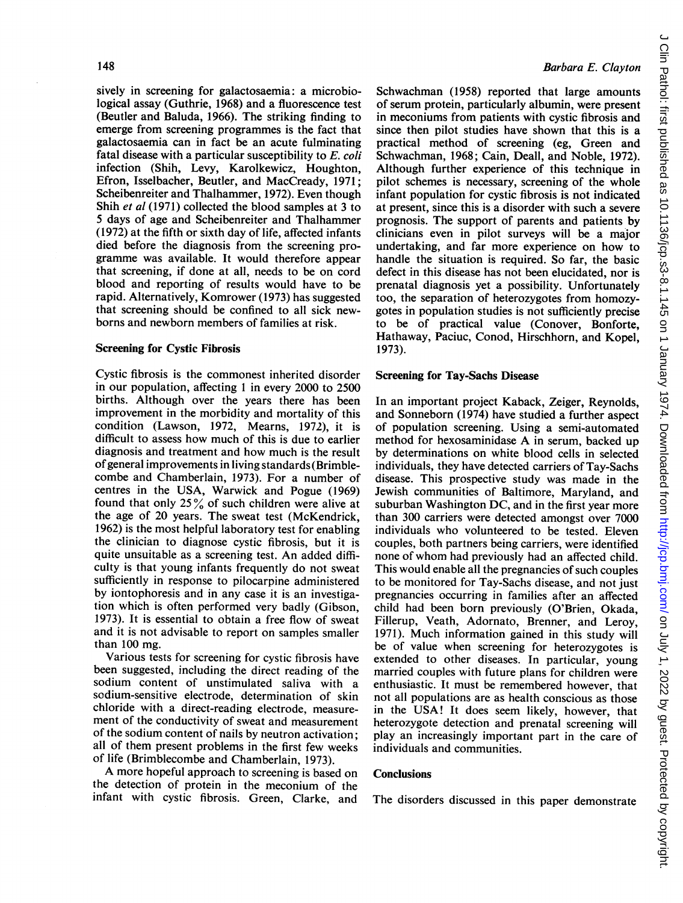sively in screening for galactosaemia: a microbiological assay (Guthrie, 1968) and a fluorescence test (Beutler and Baluda, 1966). The striking finding to emerge from screening programmes is the fact that galactosaemia can in fact be an acute fulminating fatal disease with a particular susceptibility to *E. coli* infection (Shih, Levy, Karolkewicz, Houghton, Efron, Isselbacher, Beutler, and MacCready, 1971; Scheibenreiter and Thalhammer, 1972). Even though Shih *et al* (1971) collected the blood samples at 3 to 5 days of age and Scheibenreiter and Thalhammer (1972) at the fifth or sixth day of life, affected infants died before the diagnosis from the screening programme was available. It would therefore appear that screening, if done at all, needs to be on cord blood and reporting of results would have to be rapid. Alternatively, Komrower (1973) has suggested that screening should be confined to all sick newborns and newborn members of families at risk.

### Screening for Cystic Fibrosis

Cystic fibrosis is the commonest inherited disorder in our population, affecting 1 in every 2000 to 2500 births. Although over the years there has been improvement in the morbidity and mortality of this condition (Lawson, 1972, Mearns, 1972), it is difficult to assess how much of this is due to earlier diagnosis and treatment and how much is the result of general improvements in living standards (Brimblecombe and Chamberlain, 1973). For a number of centres in the USA, Warwick and Pogue (1969) found that only 25% of such children were alive at the age of 20 years. The sweat test (McKendrick, 1962) is the most helpful laboratory test for enabling the clinician to diagnose cystic fibrosis, but it is quite unsuitable as a screening test. An added difficulty is that young infants frequently do not sweat sufficiently in response to pilocarpine administered by iontophoresis and in any case it is an investigation which is often performed very badly (Gibson, 1973). It is essential to obtain a free flow of sweat and it is not advisable to report on samples smaller than 100 mg.

Various tests for screening for cystic fibrosis have been suggested, including the direct reading of the sodium content of unstimulated saliva with a sodium-sensitive electrode, determination of skin chloride with a direct-reading electrode, measurement of the conductivity of sweat and measurement of the sodium content of nails by neutron activation; all of them present problems in the first few weeks of life (Brimblecombe and Chamberlain, 1973).

A more hopeful approach to screening is based on the detection of protein in the meconium of the infant with cystic fibrosis. Green, Clarke, and Schwachman (1958) reported that large amounts of serum protein, particularly albumin, were present in meconiums from patients with cystic fibrosis and since then pilot studies have shown that this is a practical method of screening (eg, Green and Schwachman, 1968; Cain, Deall, and Noble, 1972). Although further experience of this technique in pilot schemes is necessary, screening of the whole infant population for cystic fibrosis is not indicated at present, since this is a disorder with such a severe prognosis. The support of parents and patients by clinicians even in pilot surveys will be a major undertaking, and far more experience on how to handle the situation is required. So far, the basic defect in this disease has not been elucidated, nor is prenatal diagnosis yet a possibility. Unfortunately too, the separation of heterozygotes from homozygotes in population studies is not sufficiently precise to be of practical value (Conover, Bonforte, Hathaway, Paciuc, Conod, Hirschhorn, and Kopel, 1973).

### Screening for Tay-Sachs Disease

In an important project Kaback, Zeiger, Reynolds, and Sonneborn (1974) have studied a further aspect of population screening. Using a semi-automated method for hexosaminidase A in serum, backed up by determinations on white blood cells in selected individuals, they have detected carriers of Tay-Sachs disease. This prospective study was made in the Jewish communities of Baltimore, Maryland, and suburban Washington DC, and in the first year more than 300 carriers were detected amongst over 7000 individuals who volunteered to be tested. Eleven couples, both partners being carriers, were identified none of whom had previously had an affected child. This would enable all the pregnancies of such couples to be monitored for Tay-Sachs disease, and not just pregnancies occurring in families after an affected child had been born previously (O'Brien, Okada, Fillerup, Veath, Adornato, Brenner, and Leroy, 1971). Much information gained in this study will be of value when screening for heterozygotes is extended to other diseases. In particular, young married couples with future plans for children were enthusiastic. It must be remembered however, that not all populations are as health conscious as those in the USA! It does seem likely, however, that heterozygote detection and prenatal screening will play an increasingly important part in the care of individuals and communities.

### Conclusions

The disorders discussed in this paper demonstrate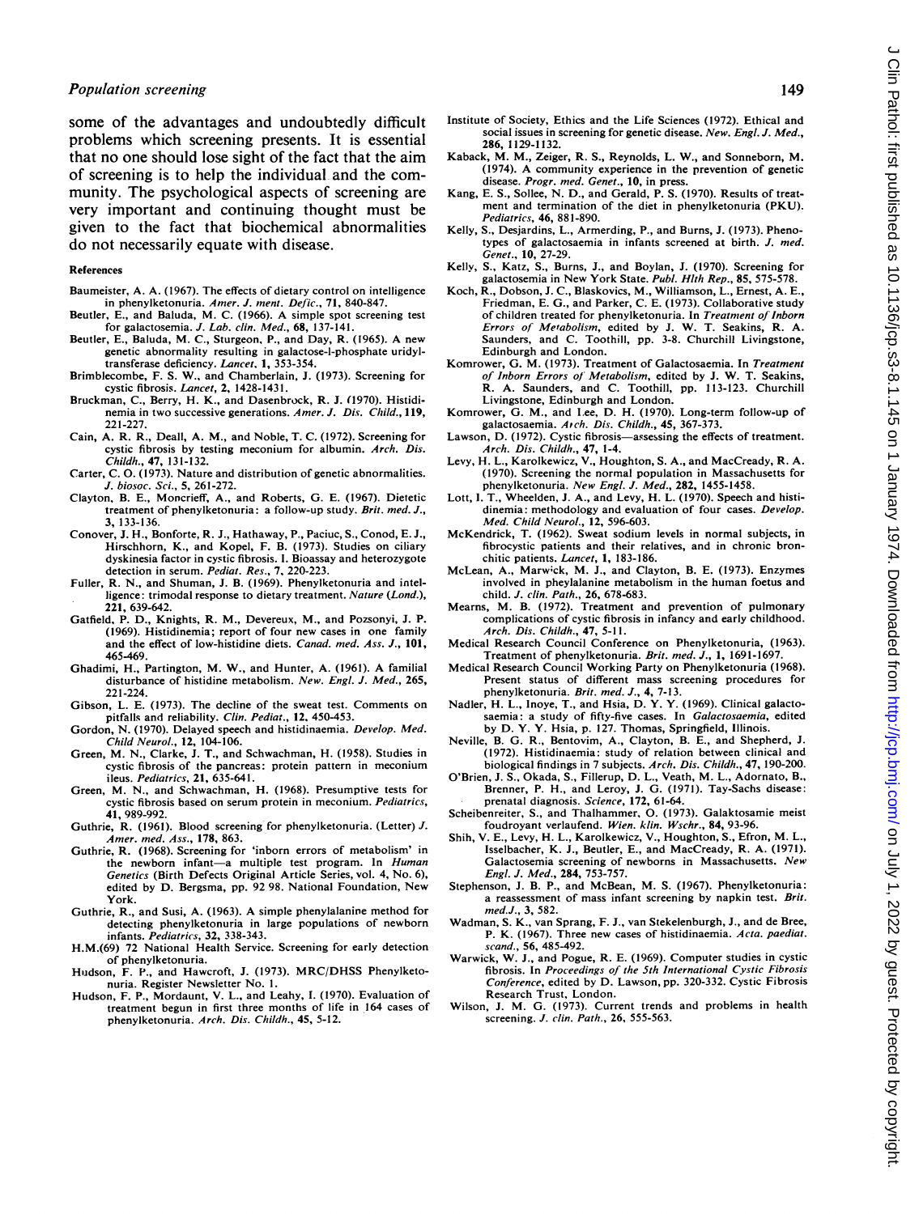some of the advantages and undoubtedly difficult problems which screening presents. It is essential that no one should lose sight of the fact that the aim of screening is to help the individual and the community. The psychological aspects of screening are very important and continuing thought must be given to the fact that biochemical abnormalities do not necessarily equate with disease.

#### References

Baumeister, A. A. (1967). The effects of dietary control on intelligence in phenylketonuria. *Amer. J. ment. Defic.*, **71**, 840-847.

Beutler, E., and Baluda, M. C. (1966). A simple spot screening test for galactosemia. *J. Lab. clin. Med.*, **68**, 137-141.

Beutler, E., Baluda, M. C., Sturgeon, P., and Day, R. (1965). A new genetic abnormality resulting in galactose-l-phosphate uridyltransferase deficiency. *Lancet*, **1**, 353-354.

Brimblecombe, F. S. W., and Chamberlain, J. (1973). Screening for cystic fibrosis. *Lancet*, **2**, 1428-1431.

Bruckman, C., Berry, H. K., and Dasenbrock, R. J. (1970). Histidinemia in two successive generations. *Amer. J. Dis. Child.*, **119**, 221-227.

Cain, A. R. R., Deall, A. M., and Noble, T. C. (1972). Screening for cystic fibrosis by testing meconium for albumin. *Arch. Dis. Childh.*, **47**, 131-132.

Carter, C. O. (1973). Nature and distribution of genetic abnormalities. *J. biosoc. Sci.*, **5**, 261-272.

Clayton, B. E., Moncrieff, A., and Roberts, G. E. (1967). Dietetic treatment of phenylketonuria: a follow-up study. *Brit. med. J.*, **3**, 133-136.

Conover, J. H., Bonforte, R. J., Hathaway, P., Paciuc, S., Conod, E. J., Hirschhorn, K., and Kopel, F. B. (1973). Studies on ciliary dyskinesia factor in cystic fibrosis. I. Bioassay and heterozygote detection in serum. *Pediat. Res.*, **7**, 220-223.

Fuller, R. N., and Shuman, J. B. (1969). Phenylketonuria and intelligence: trimodal response to dietary treatment. *Nature (Lond.)*, **221**, 639-642.

Gatfield, P. D., Knights, R. M., Devereux, M., and Pozsonyi, J. P. (1969). Histidinemia; report of four new cases in one family and the effect of low-histidine diets. *Canad. med. Ass. J.*, **101**, 465-469.

Ghadimi, H., Partington, M. W., and Hunter, A. (1961). A familial disturbance of histidine metabolism. *New. Engl. J. Med.*, **265**, 221-224.

Gibson, L. E. (1973). The decline of the sweat test. Comments on pitfalls and reliability. *Clin. Pediat.*, **12**, 450-453.

Gordon, N. (1970). Delayed speech and histidinaemia. *Develop. Med. Child Neurol.*, **12**, 104-106.

Green, M. N., Clarke, J. T., and Schwachman, H. (1958). Studies in cystic fibrosis of the pancreas: protein pattern in meconium ileus. *Pediatrics*, **21**, 635-641.

Green, M. N., and Schwachman, H. (1968). Presumptive tests for cystic fibrosis based on serum protein in meconium. *Pediatrics*, **41**, 989-992.

Guthrie, R. (1961). Blood screening for phenylketonuria. (Letter) *J. Amer. med. Ass.*, **178**, 863.

Guthrie, R. (1968). Screening for 'inborn errors of metabolism' in the newborn infant—a multiple test program. In *Human Genetics* (Birth Defects Original Article Series, vol. 4, No. 6), edited by D. Bergsma, pp. 92 98. National Foundation, New York.

Guthrie, R., and Susi, A. (1963). A simple phenylalanine method for detecting phenylketonuria in large populations of newborn infants. *Pediatrics*, **32**, 338-343.

H.M.(69) 72 National Health Service. Screening for early detection of phenylketonuria.

Hudson, F. P., and Hawcroft, J. (1973). MRC/DHSS Phenylketonuria. Register Newsletter No. 1.

Hudson, F. P., Mordaunt, V. L., and Leahy, I. (1970). Evaluation of treatment begun in first three months of life in 164 cases of phenylketonuria. *Arch. Dis. Childh.*, **45**, 5-12.

Institute of Society, Ethics and the Life Sciences (1972). Ethical and social issues in screening for genetic disease. *New. Engl. J. Med.*, **286**, 1129-1132.

Kaback, M. M., Zeiger, R. S., Reynolds, L. W., and Sonneborn, M. (1974). A community experience in the prevention of genetic disease. *Progr. med. Genet.*, **10**, in press.

Kang, E. S., Sollee, N. D., and Gerald, P. S. (1970). Results of treatment and termination of the diet in phenylketonuria (PKU). *Pediatrics*, **46**, 881-890.

Kelly, S., Desjardins, L., Armerding, P., and Burns, J. (1973). Phenotypes of galactosaemia in infants screened at birth. *J. med. Genet.*, **10**, 27-29.

Kelly, S., Katz, S., Burns, J., and Boylan, J. (1970). Screening for galactosemia in New York State. *Publ. Hlth Rep.*, **85**, 575-578.

Koch, R., Dobson, J. C., Blaskovics, M., Williamson, L., Ernest, A. E., Friedman, E. G., and Parker, C. E. (1973). Collaborative study of children treated for phenylketonuria. In *Treatment of Inborn Errors of Metabolism*, edited by J. W. T. Seakins, R. A. Saunders, and C. Toothill, pp. 3-8. Churchill Livingstone, Edinburgh and London.

Komrower, G. M. (1973). Treatment of Galactosaemia. In *Treatment of Inborn Errors of Metabolism*, edited by J. W. T. Seakins, R. A. Saunders, and C. Toothill, pp. 113-123. Churchill Livingstone, Edinburgh and London.

Komrower, G. M., and Lee, D. H. (1970). Long-term follow-up of galactosaemia. *Arch. Dis. Childh.*, **45**, 367-373.

Lawson, D. (1972). Cystic fibrosis—assessing the effects of treatment. *Arch. Dis. Childh.*, **47**, 1-4.

Levy, H. L., Karolkewicz, V., Houghton, S. A., and MacCready, R. A. (1970). Screening the normal population in Massachusetts for phenylketonuria. *New Engl. J. Med.*, **282**, 1455-1458.

Lott, I. T., Wheelden, J. A., and Levy, H. L. (1970). Speech and histidinemia: methodology and evaluation of four cases. *Develop. Med. Child Neurol.*, **12**, 596-603.

McKendrick, T. (1962). Sweat sodium levels in normal subjects, in fibrocystic patients and their relatives, and in chronic bronchitic patients. *Lancet*, **1**, 183-186.

McLean, A., Marwick, M. J., and Clayton, B. E. (1973). Enzymes involved in pheylalanine metabolism in the human foetus and child. *J. clin. Path.*, **26**, 678-683.

Mearns, M. B. (1972). Treatment and prevention of pulmonary complications of cystic fibrosis in infancy and early childhood. *Arch. Dis. Childh.*, **47**, 5-11.

Medical Research Council Conference on Phenylketonuria, (1963). Treatment of phenylketonuria. *Brit. med. J.*, **1**, 1691-1697.

Medical Research Council Working Party on Phenylketonuria (1968). Present status of different mass screening procedures for phenylketonuria. *Brit. med. J.*, **4**, 7-13.

Nadler, H. L., Inoye, T., and Hsia, D. Y. Y. (1969). Clinical galactosaemia: a study of fifty-five cases. In *Galactosaemia*, edited by D. Y. Y. Hsia, p. 127. Thomas, Springfield, Illinois.

Neville, B. G. R., Bentovim, A., Clayton, B. E., and Shepherd, J. (1972). Histidinaemia: study of relation between clinical and biological findings in 7 subjects. *Arch. Dis. Childh.*, **47**, 190-200.

O'Brien, J. S., Okada, S., Fillerup, D. L., Veath, M. L., Adornato, B., Brenner, P. H., and Leroy, J. G. (1971). Tay-Sachs disease: prenatal diagnosis. *Science*, **172**, 61-64.

Scheibenreiter, S., and Thalhammer, O. (1973). Galaktosamie meist foudroyant verlaufend. *Wien. klin. Wschr.*, **84**, 93-96.

Shih, V. E., Levy, H. L., Karolkewicz, V., Houghton, S., Efron, M. L., Isselbacher, K. J., Beutler, E., and MacCready, R. A. (1971). Galactosemia screening of newborns in Massachusetts. *New Engl. J. Med.*, **284**, 753-757.

Stephenson, J. B. P., and McBean, M. S. (1967). Phenylketonuria: a reassessment of mass infant screening by napkin test. *Brit. med.J.*, **3**, 582.

Wadman, S. K., van Sprang, F. J., van Stekelenburgh, J., and de Bree, P. K. (1967). Three new cases of histidinaemia. *Acta. paediat. scand.*, **56**, 485-492.

Warwick, W. J., and Pogue, R. E. (1969). Computer studies in cystic fibrosis. In *Proceedings of the 5th International Cystic Fibrosis Conference*, edited by D. Lawson, pp. 320-332. Cystic Fibrosis Research Trust, London.

Wilson, J. M. G. (1973). Current trends and problems in health screening. *J. clin. Path.*, **26**, 555-563.